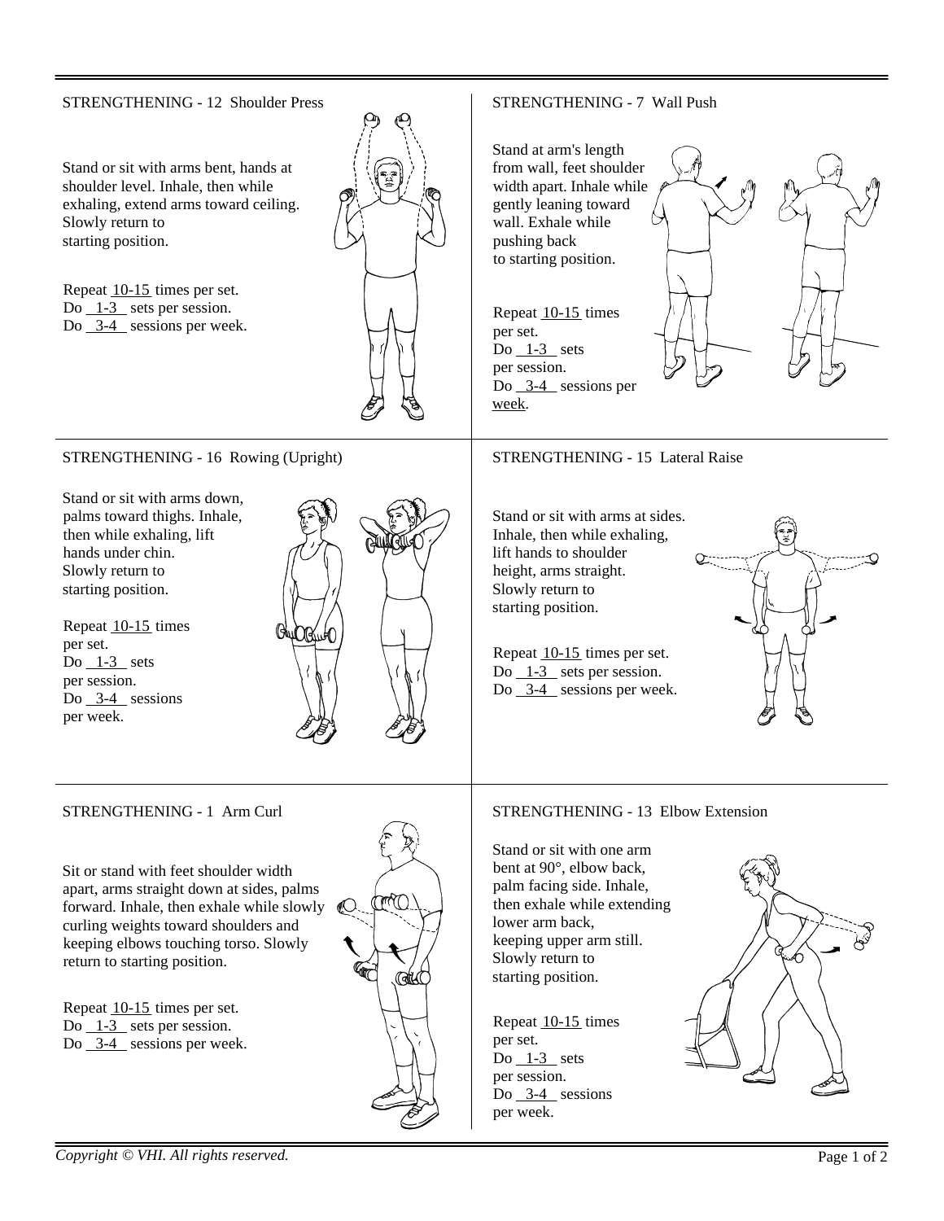## STRENGTHENING - 12 Shoulder Press

Stand or sit with arms bent, hands at shoulder level. Inhale, then while exhaling, extend arms toward ceiling. Slowly return to starting position.

Repeat 10-15 times per set.
Do 1-3 sets per session.
Do 3-4 sessions per week.

## STRENGTHENING - 7 Wall Push

Stand at arm's length from wall, feet shoulder width apart. Inhale while gently leaning toward wall. Exhale while pushing back to starting position.

Repeat 10-15 times per set.
Do 1-3 sets per session.
Do 3-4 sessions per week.

## STRENGTHENING - 16 Rowing (Upright)

Stand or sit with arms down, palms toward thighs. Inhale, then while exhaling, lift hands under chin. Slowly return to starting position.

Repeat 10-15 times per set.
Do 1-3 sets per session.
Do 3-4 sessions per week.

## STRENGTHENING - 15 Lateral Raise

Stand or sit with arms at sides. Inhale, then while exhaling, lift hands to shoulder height, arms straight. Slowly return to starting position.

Repeat 10-15 times per set.
Do 1-3 sets per session.
Do 3-4 sessions per week.

## STRENGTHENING - 1 Arm Curl

Sit or stand with feet shoulder width apart, arms straight down at sides, palms forward. Inhale, then exhale while slowly curling weights toward shoulders and keeping elbows touching torso. Slowly return to starting position.

Repeat 10-15 times per set.
Do 1-3 sets per session.
Do 3-4 sessions per week.

## STRENGTHENING - 13 Elbow Extension

Stand or sit with one arm bent at 90°, elbow back, palm facing side. Inhale, then exhale while extending lower arm back, keeping upper arm still. Slowly return to starting position.

Repeat 10-15 times per set.
Do 1-3 sets per session.
Do 3-4 sessions per week.

*Copyright © VHI. All rights reserved.*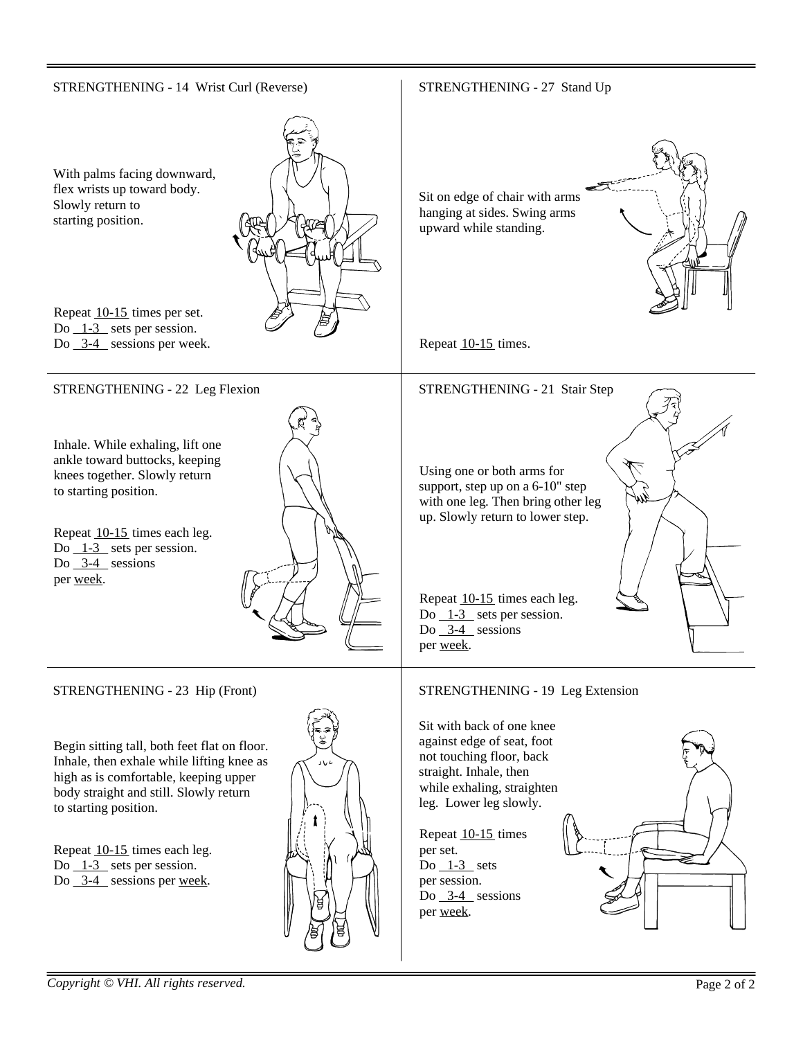## STRENGTHENING - 14 Wrist Curl (Reverse)

With palms facing downward, flex wrists up toward body. Slowly return to starting position.

Repeat 10-15 times per set.
Do 1-3 sets per session.
Do 3-4 sessions per week.

## STRENGTHENING - 27 Stand Up

Sit on edge of chair with arms hanging at sides. Swing arms upward while standing.

Repeat 10-15 times.

## STRENGTHENING - 22 Leg Flexion

Inhale. While exhaling, lift one ankle toward buttocks, keeping knees together. Slowly return to starting position.

Repeat 10-15 times each leg.
Do 1-3 sets per session.
Do 3-4 sessions per week.

## STRENGTHENING - 21 Stair Step

Using one or both arms for support, step up on a 6-10" step with one leg. Then bring other leg up. Slowly return to lower step.

Repeat 10-15 times each leg.
Do 1-3 sets per session.
Do 3-4 sessions per week.

## STRENGTHENING - 23 Hip (Front)

Begin sitting tall, both feet flat on floor. Inhale, then exhale while lifting knee as high as is comfortable, keeping upper body straight and still. Slowly return to starting position.

Repeat 10-15 times each leg.
Do 1-3 sets per session.
Do 3-4 sessions per week.

## STRENGTHENING - 19 Leg Extension

Sit with back of one knee against edge of seat, foot not touching floor, back straight. Inhale, then while exhaling, straighten leg. Lower leg slowly.

Repeat 10-15 times per set.
Do 1-3 sets per session.
Do 3-4 sessions per week.

*Copyright © VHI. All rights reserved.*